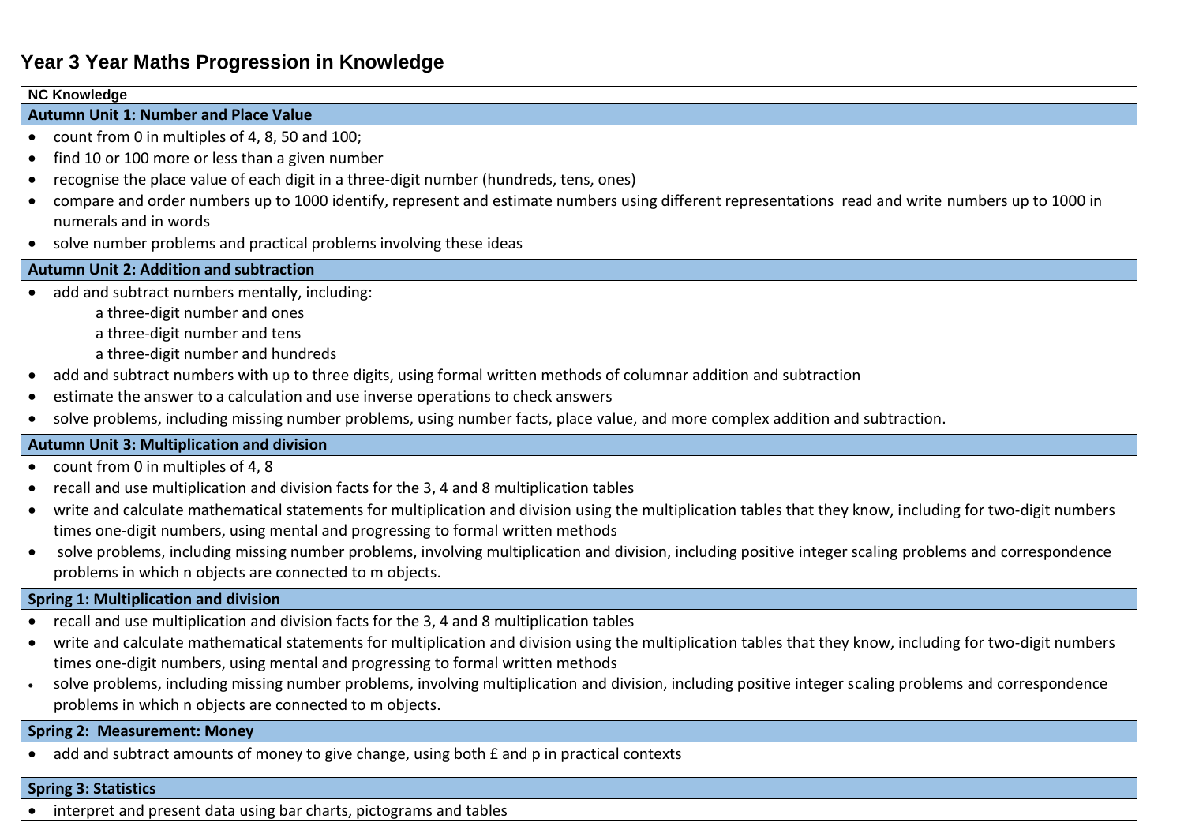# Year 3 Year Maths Progression in Knowledge

**NC Knowledge**

**Autumn Unit 1: Number and Place Value**

- count from 0 in multiples of 4, 8, 50 and 100;
- find 10 or 100 more or less than a given number
- recognise the place value of each digit in a three-digit number (hundreds, tens, ones)
- compare and order numbers up to 1000 identify, represent and estimate numbers using different representations read and write numbers up to 1000 in numerals and in words
- solve number problems and practical problems involving these ideas

**Autumn Unit 2: Addition and subtraction**

- add and subtract numbers mentally, including:
  - a three-digit number and ones
  - a three-digit number and tens
  - a three-digit number and hundreds
- add and subtract numbers with up to three digits, using formal written methods of columnar addition and subtraction
- estimate the answer to a calculation and use inverse operations to check answers
- solve problems, including missing number problems, using number facts, place value, and more complex addition and subtraction.

**Autumn Unit 3: Multiplication and division**

- count from 0 in multiples of 4, 8
- recall and use multiplication and division facts for the 3, 4 and 8 multiplication tables
- write and calculate mathematical statements for multiplication and division using the multiplication tables that they know, including for two-digit numbers times one-digit numbers, using mental and progressing to formal written methods
- solve problems, including missing number problems, involving multiplication and division, including positive integer scaling problems and correspondence problems in which n objects are connected to m objects.

**Spring 1: Multiplication and division**

- recall and use multiplication and division facts for the 3, 4 and 8 multiplication tables
- write and calculate mathematical statements for multiplication and division using the multiplication tables that they know, including for two-digit numbers times one-digit numbers, using mental and progressing to formal written methods
- solve problems, including missing number problems, involving multiplication and division, including positive integer scaling problems and correspondence problems in which n objects are connected to m objects.

**Spring 2: Measurement: Money**

- add and subtract amounts of money to give change, using both £ and p in practical contexts

**Spring 3: Statistics**

- interpret and present data using bar charts, pictograms and tables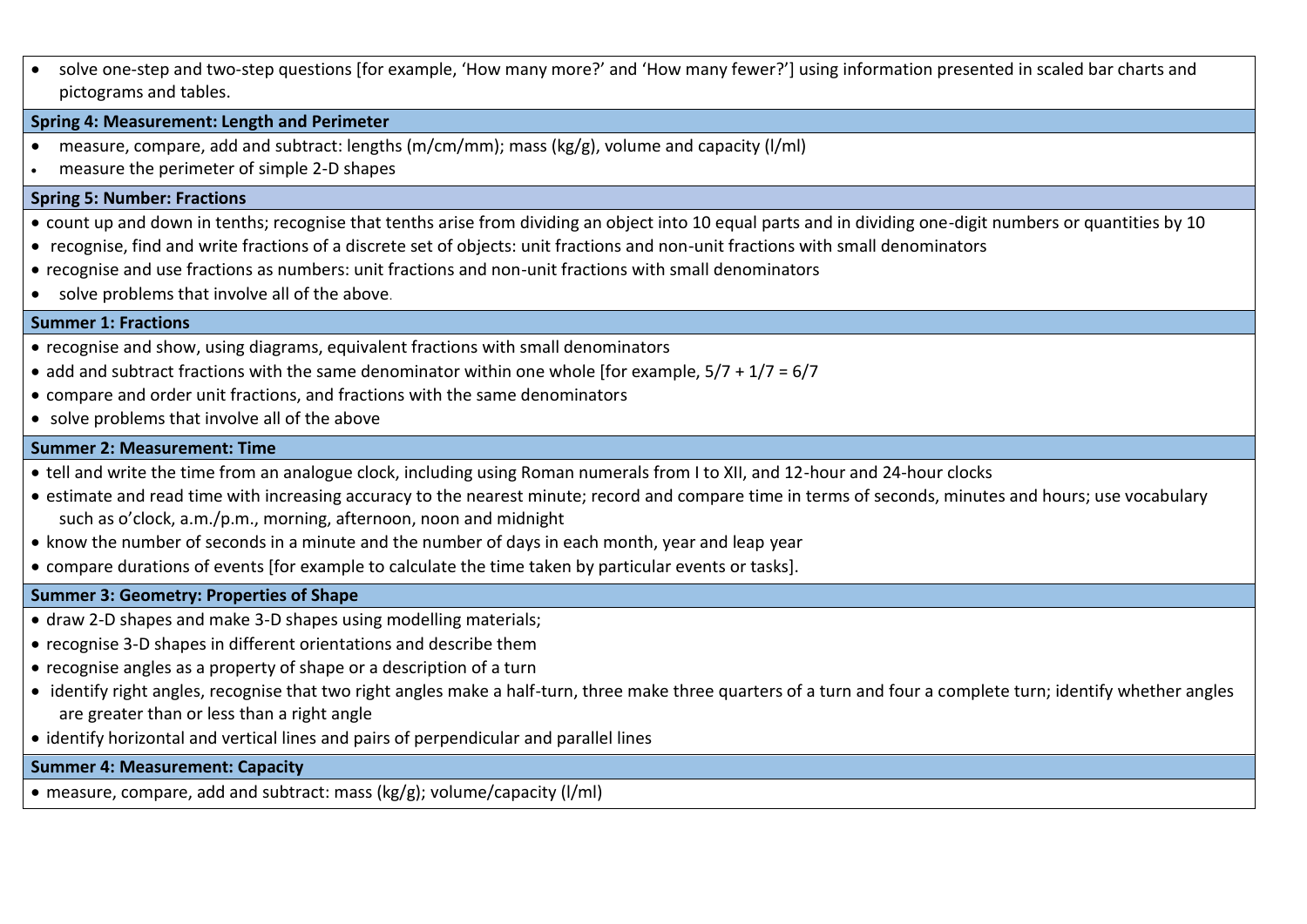- solve one-step and two-step questions [for example, 'How many more?' and 'How many fewer?'] using information presented in scaled bar charts and pictograms and tables.

**Spring 4: Measurement: Length and Perimeter**

- measure, compare, add and subtract: lengths (m/cm/mm); mass (kg/g), volume and capacity (l/ml)
- measure the perimeter of simple 2-D shapes

**Spring 5: Number: Fractions**

- count up and down in tenths; recognise that tenths arise from dividing an object into 10 equal parts and in dividing one-digit numbers or quantities by 10
- recognise, find and write fractions of a discrete set of objects: unit fractions and non-unit fractions with small denominators
- recognise and use fractions as numbers: unit fractions and non-unit fractions with small denominators
- solve problems that involve all of the above.

**Summer 1: Fractions**

- recognise and show, using diagrams, equivalent fractions with small denominators
- add and subtract fractions with the same denominator within one whole [for example, $5/7 + 1/7 = 6/7$
- compare and order unit fractions, and fractions with the same denominators
- solve problems that involve all of the above

**Summer 2: Measurement: Time**

- tell and write the time from an analogue clock, including using Roman numerals from I to XII, and 12-hour and 24-hour clocks
- estimate and read time with increasing accuracy to the nearest minute; record and compare time in terms of seconds, minutes and hours; use vocabulary such as o'clock, a.m./p.m., morning, afternoon, noon and midnight
- know the number of seconds in a minute and the number of days in each month, year and leap year
- compare durations of events [for example to calculate the time taken by particular events or tasks].

**Summer 3: Geometry: Properties of Shape**

- draw 2-D shapes and make 3-D shapes using modelling materials;
- recognise 3-D shapes in different orientations and describe them
- recognise angles as a property of shape or a description of a turn
- identify right angles, recognise that two right angles make a half-turn, three make three quarters of a turn and four a complete turn; identify whether angles are greater than or less than a right angle
- identify horizontal and vertical lines and pairs of perpendicular and parallel lines

**Summer 4: Measurement: Capacity**

- measure, compare, add and subtract: mass (kg/g); volume/capacity (l/ml)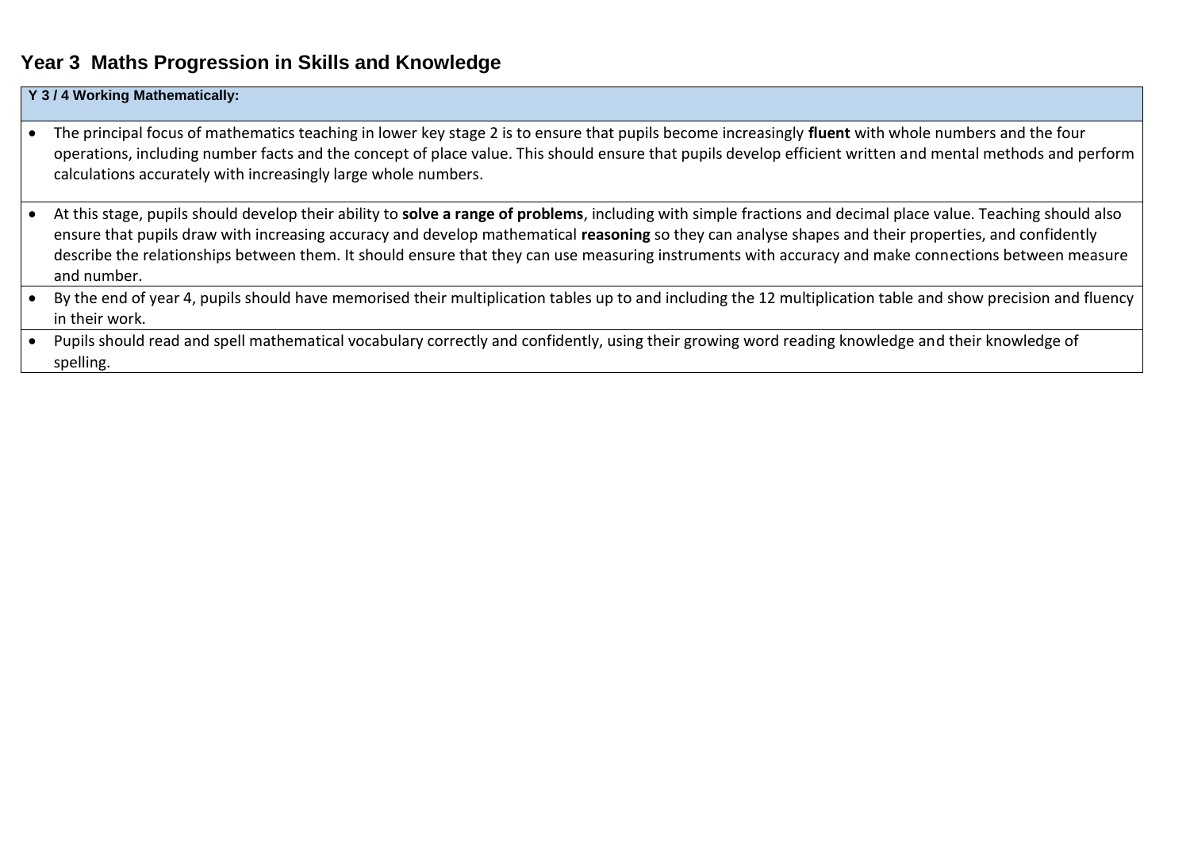# Year 3 Maths Progression in Skills and Knowledge

| Y 3 / 4 Working Mathematically: |
|---|
| • The principal focus of mathematics teaching in lower key stage 2 is to ensure that pupils become increasingly **fluent** with whole numbers and the four operations, including number facts and the concept of place value. This should ensure that pupils develop efficient written and mental methods and perform calculations accurately with increasingly large whole numbers. |
| • At this stage, pupils should develop their ability to **solve a range of problems**, including with simple fractions and decimal place value. Teaching should also ensure that pupils draw with increasing accuracy and develop mathematical **reasoning** so they can analyse shapes and their properties, and confidently describe the relationships between them. It should ensure that they can use measuring instruments with accuracy and make connections between measure and number. |
| • By the end of year 4, pupils should have memorised their multiplication tables up to and including the 12 multiplication table and show precision and fluency in their work. |
| • Pupils should read and spell mathematical vocabulary correctly and confidently, using their growing word reading knowledge and their knowledge of spelling. |